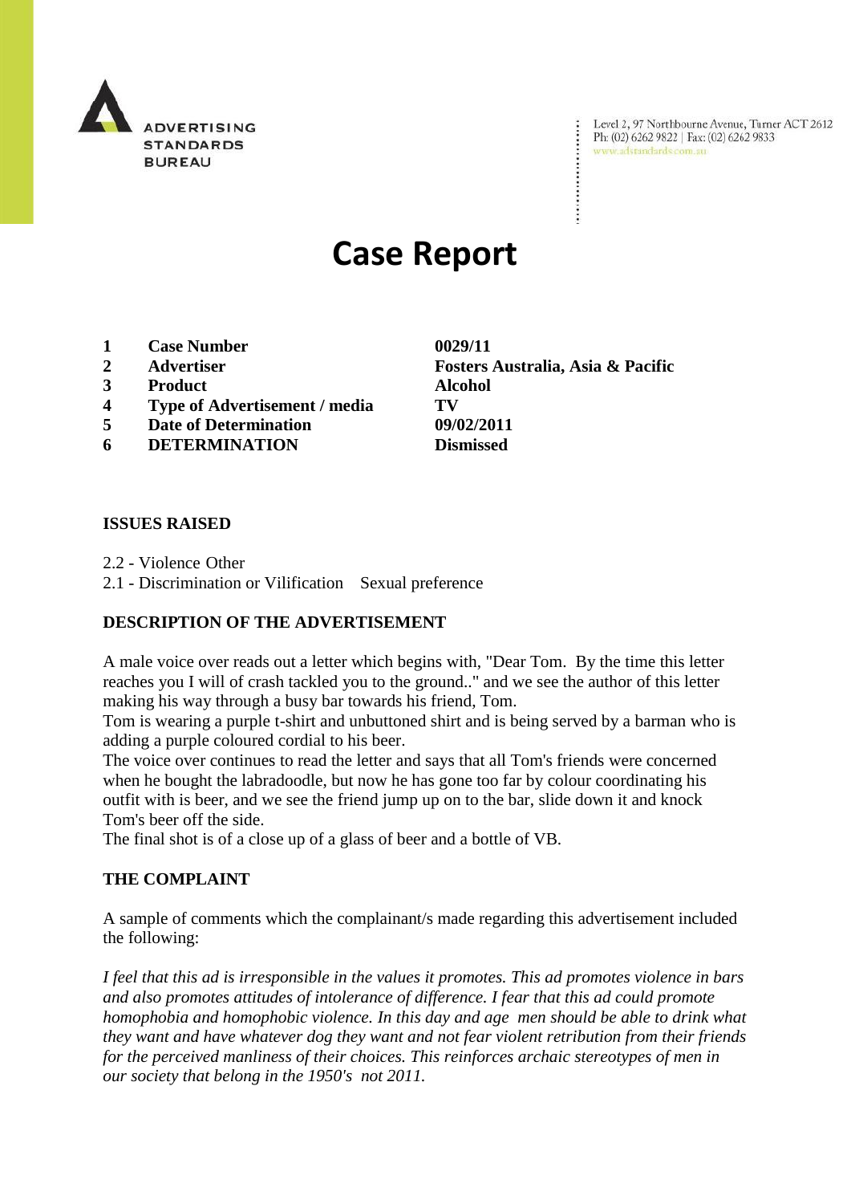ADVERTISING STANDARDS BUREAU

Level 2, 97 Northbourne Avenue, Turner ACT 2612
Ph: (02) 6262 9822 | Fax: (02) 6262 9833
www.adstandards.com.au

# Case Report

| | | |
|---|---|---|
| **1** | **Case Number** | **0029/11** |
| **2** | **Advertiser** | **Fosters Australia, Asia & Pacific** |
| **3** | **Product** | **Alcohol** |
| **4** | **Type of Advertisement / media** | **TV** |
| **5** | **Date of Determination** | **09/02/2011** |
| **6** | **DETERMINATION** | **Dismissed** |

**ISSUES RAISED**

2.2 - Violence Other
2.1 - Discrimination or Vilification Sexual preference

**DESCRIPTION OF THE ADVERTISEMENT**

A male voice over reads out a letter which begins with, "Dear Tom. By the time this letter reaches you I will of crash tackled you to the ground.." and we see the author of this letter making his way through a busy bar towards his friend, Tom.
Tom is wearing a purple t-shirt and unbuttoned shirt and is being served by a barman who is adding a purple coloured cordial to his beer.
The voice over continues to read the letter and says that all Tom's friends were concerned when he bought the labradoodle, but now he has gone too far by colour coordinating his outfit with is beer, and we see the friend jump up on to the bar, slide down it and knock Tom's beer off the side.
The final shot is of a close up of a glass of beer and a bottle of VB.

**THE COMPLAINT**

A sample of comments which the complainant/s made regarding this advertisement included the following:

*I feel that this ad is irresponsible in the values it promotes. This ad promotes violence in bars and also promotes attitudes of intolerance of difference. I fear that this ad could promote homophobia and homophobic violence. In this day and age men should be able to drink what they want and have whatever dog they want and not fear violent retribution from their friends for the perceived manliness of their choices. This reinforces archaic stereotypes of men in our society that belong in the 1950's not 2011.*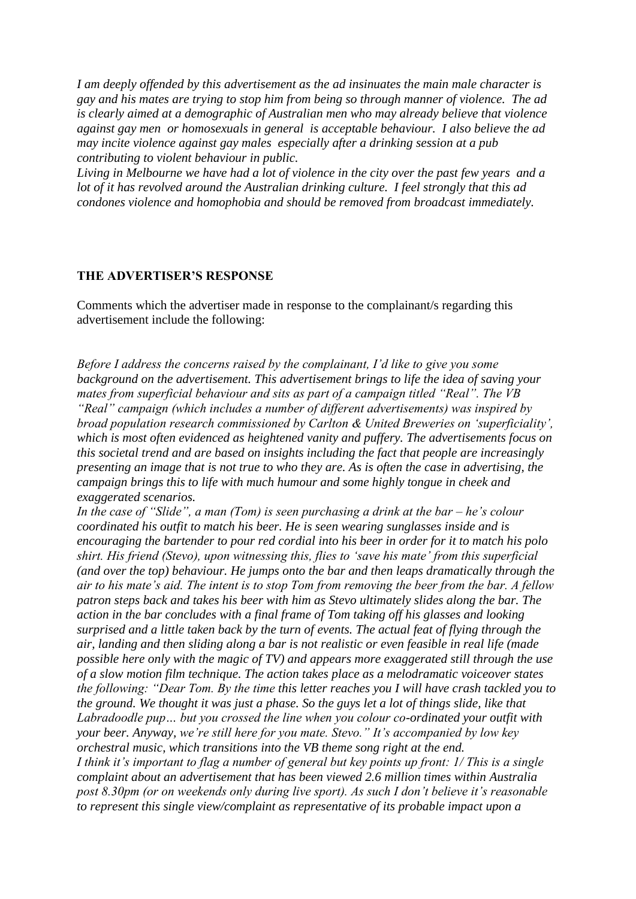*I am deeply offended by this advertisement as the ad insinuates the main male character is gay and his mates are trying to stop him from being so through manner of violence. The ad is clearly aimed at a demographic of Australian men who may already believe that violence against gay men or homosexuals in general is acceptable behaviour. I also believe the ad may incite violence against gay males especially after a drinking session at a pub contributing to violent behaviour in public.*
*Living in Melbourne we have had a lot of violence in the city over the past few years and a lot of it has revolved around the Australian drinking culture. I feel strongly that this ad condones violence and homophobia and should be removed from broadcast immediately.*

**THE ADVERTISER'S RESPONSE**

Comments which the advertiser made in response to the complainant/s regarding this advertisement include the following:

*Before I address the concerns raised by the complainant, I'd like to give you some background on the advertisement. This advertisement brings to life the idea of saving your mates from superficial behaviour and sits as part of a campaign titled "Real". The VB "Real" campaign (which includes a number of different advertisements) was inspired by broad population research commissioned by Carlton & United Breweries on 'superficiality', which is most often evidenced as heightened vanity and puffery. The advertisements focus on this societal trend and are based on insights including the fact that people are increasingly presenting an image that is not true to who they are. As is often the case in advertising, the campaign brings this to life with much humour and some highly tongue in cheek and exaggerated scenarios.*
*In the case of "Slide", a man (Tom) is seen purchasing a drink at the bar – he's colour coordinated his outfit to match his beer. He is seen wearing sunglasses inside and is encouraging the bartender to pour red cordial into his beer in order for it to match his polo shirt. His friend (Stevo), upon witnessing this, flies to 'save his mate' from this superficial (and over the top) behaviour. He jumps onto the bar and then leaps dramatically through the air to his mate's aid. The intent is to stop Tom from removing the beer from the bar. A fellow patron steps back and takes his beer with him as Stevo ultimately slides along the bar. The action in the bar concludes with a final frame of Tom taking off his glasses and looking surprised and a little taken back by the turn of events. The actual feat of flying through the air, landing and then sliding along a bar is not realistic or even feasible in real life (made possible here only with the magic of TV) and appears more exaggerated still through the use of a slow motion film technique. The action takes place as a melodramatic voiceover states the following: "Dear Tom. By the time this letter reaches you I will have crash tackled you to the ground. We thought it was just a phase. So the guys let a lot of things slide, like that Labradoodle pup… but you crossed the line when you colour co-ordinated your outfit with your beer. Anyway, we're still here for you mate. Stevo." It's accompanied by low key orchestral music, which transitions into the VB theme song right at the end.*
*I think it's important to flag a number of general but key points up front: 1/ This is a single complaint about an advertisement that has been viewed 2.6 million times within Australia post 8.30pm (or on weekends only during live sport). As such I don't believe it's reasonable to represent this single view/complaint as representative of its probable impact upon a*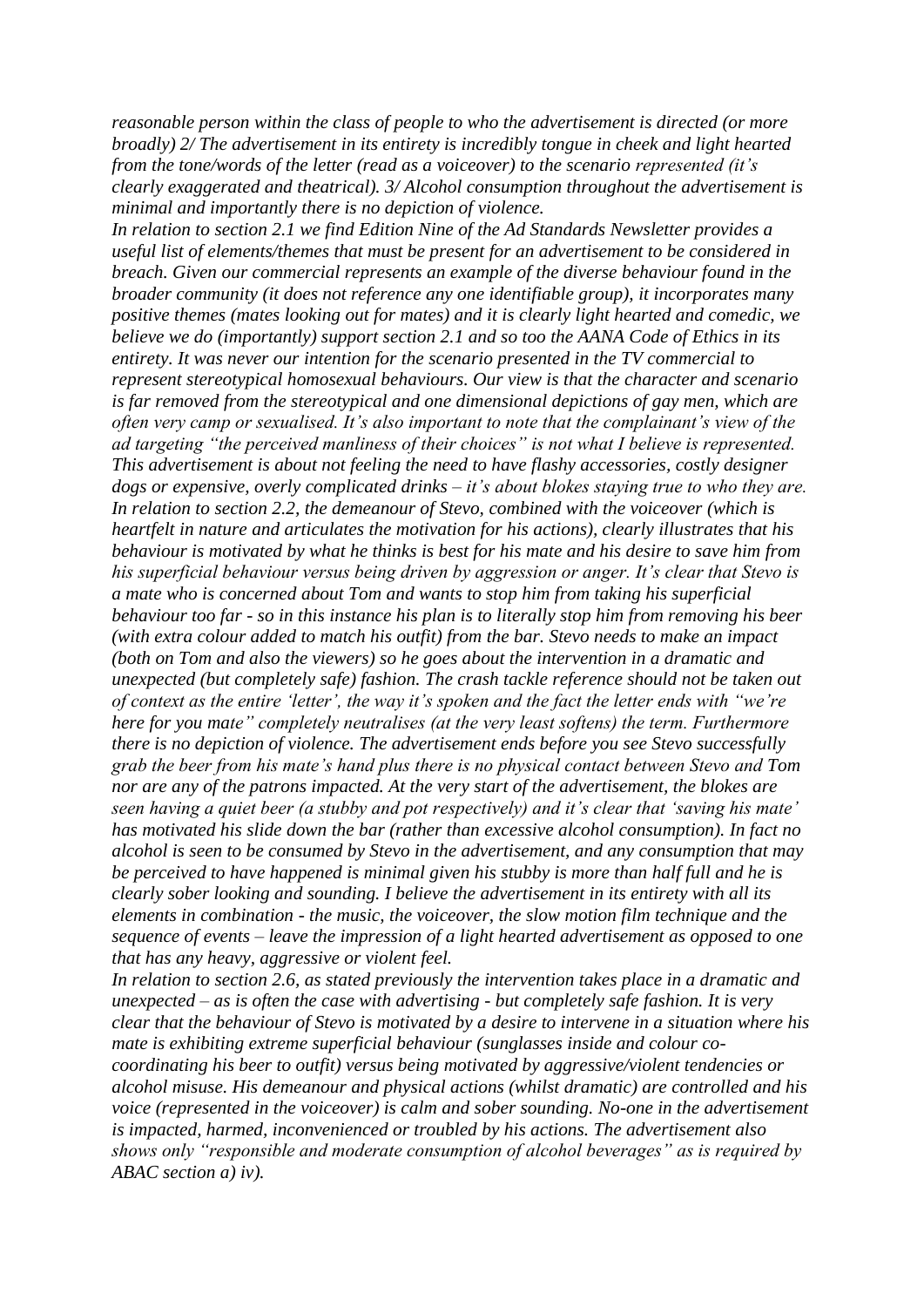*reasonable person within the class of people to who the advertisement is directed (or more broadly) 2/ The advertisement in its entirety is incredibly tongue in cheek and light hearted from the tone/words of the letter (read as a voiceover) to the scenario represented (it's clearly exaggerated and theatrical). 3/ Alcohol consumption throughout the advertisement is minimal and importantly there is no depiction of violence.*

*In relation to section 2.1 we find Edition Nine of the Ad Standards Newsletter provides a useful list of elements/themes that must be present for an advertisement to be considered in breach. Given our commercial represents an example of the diverse behaviour found in the broader community (it does not reference any one identifiable group), it incorporates many positive themes (mates looking out for mates) and it is clearly light hearted and comedic, we believe we do (importantly) support section 2.1 and so too the AANA Code of Ethics in its entirety. It was never our intention for the scenario presented in the TV commercial to represent stereotypical homosexual behaviours. Our view is that the character and scenario is far removed from the stereotypical and one dimensional depictions of gay men, which are often very camp or sexualised. It's also important to note that the complainant's view of the ad targeting "the perceived manliness of their choices" is not what I believe is represented. This advertisement is about not feeling the need to have flashy accessories, costly designer dogs or expensive, overly complicated drinks – it's about blokes staying true to who they are.*

*In relation to section 2.2, the demeanour of Stevo, combined with the voiceover (which is heartfelt in nature and articulates the motivation for his actions), clearly illustrates that his behaviour is motivated by what he thinks is best for his mate and his desire to save him from his superficial behaviour versus being driven by aggression or anger. It's clear that Stevo is a mate who is concerned about Tom and wants to stop him from taking his superficial behaviour too far - so in this instance his plan is to literally stop him from removing his beer (with extra colour added to match his outfit) from the bar. Stevo needs to make an impact (both on Tom and also the viewers) so he goes about the intervention in a dramatic and unexpected (but completely safe) fashion. The crash tackle reference should not be taken out of context as the entire 'letter', the way it's spoken and the fact the letter ends with "we're here for you mate" completely neutralises (at the very least softens) the term. Furthermore there is no depiction of violence. The advertisement ends before you see Stevo successfully grab the beer from his mate's hand plus there is no physical contact between Stevo and Tom nor are any of the patrons impacted. At the very start of the advertisement, the blokes are seen having a quiet beer (a stubby and pot respectively) and it's clear that 'saving his mate' has motivated his slide down the bar (rather than excessive alcohol consumption). In fact no alcohol is seen to be consumed by Stevo in the advertisement, and any consumption that may be perceived to have happened is minimal given his stubby is more than half full and he is clearly sober looking and sounding. I believe the advertisement in its entirety with all its elements in combination - the music, the voiceover, the slow motion film technique and the sequence of events – leave the impression of a light hearted advertisement as opposed to one that has any heavy, aggressive or violent feel.*

*In relation to section 2.6, as stated previously the intervention takes place in a dramatic and unexpected – as is often the case with advertising - but completely safe fashion. It is very clear that the behaviour of Stevo is motivated by a desire to intervene in a situation where his mate is exhibiting extreme superficial behaviour (sunglasses inside and colour co-coordinating his beer to outfit) versus being motivated by aggressive/violent tendencies or alcohol misuse. His demeanour and physical actions (whilst dramatic) are controlled and his voice (represented in the voiceover) is calm and sober sounding. No-one in the advertisement is impacted, harmed, inconvenienced or troubled by his actions. The advertisement also shows only "responsible and moderate consumption of alcohol beverages" as is required by ABAC section a) iv).*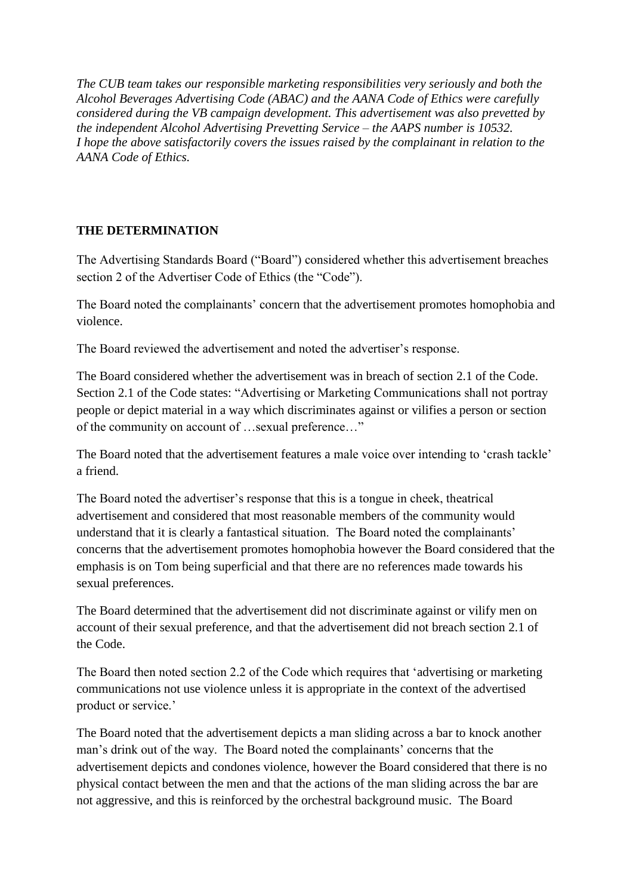*The CUB team takes our responsible marketing responsibilities very seriously and both the Alcohol Beverages Advertising Code (ABAC) and the AANA Code of Ethics were carefully considered during the VB campaign development. This advertisement was also prevetted by the independent Alcohol Advertising Prevetting Service – the AAPS number is 10532.*
*I hope the above satisfactorily covers the issues raised by the complainant in relation to the AANA Code of Ethics.*

**THE DETERMINATION**

The Advertising Standards Board ("Board") considered whether this advertisement breaches section 2 of the Advertiser Code of Ethics (the "Code").

The Board noted the complainants' concern that the advertisement promotes homophobia and violence.

The Board reviewed the advertisement and noted the advertiser's response.

The Board considered whether the advertisement was in breach of section 2.1 of the Code. Section 2.1 of the Code states: "Advertising or Marketing Communications shall not portray people or depict material in a way which discriminates against or vilifies a person or section of the community on account of …sexual preference…"

The Board noted that the advertisement features a male voice over intending to 'crash tackle' a friend.

The Board noted the advertiser's response that this is a tongue in cheek, theatrical advertisement and considered that most reasonable members of the community would understand that it is clearly a fantastical situation. The Board noted the complainants' concerns that the advertisement promotes homophobia however the Board considered that the emphasis is on Tom being superficial and that there are no references made towards his sexual preferences.

The Board determined that the advertisement did not discriminate against or vilify men on account of their sexual preference, and that the advertisement did not breach section 2.1 of the Code.

The Board then noted section 2.2 of the Code which requires that 'advertising or marketing communications not use violence unless it is appropriate in the context of the advertised product or service.'

The Board noted that the advertisement depicts a man sliding across a bar to knock another man's drink out of the way. The Board noted the complainants' concerns that the advertisement depicts and condones violence, however the Board considered that there is no physical contact between the men and that the actions of the man sliding across the bar are not aggressive, and this is reinforced by the orchestral background music. The Board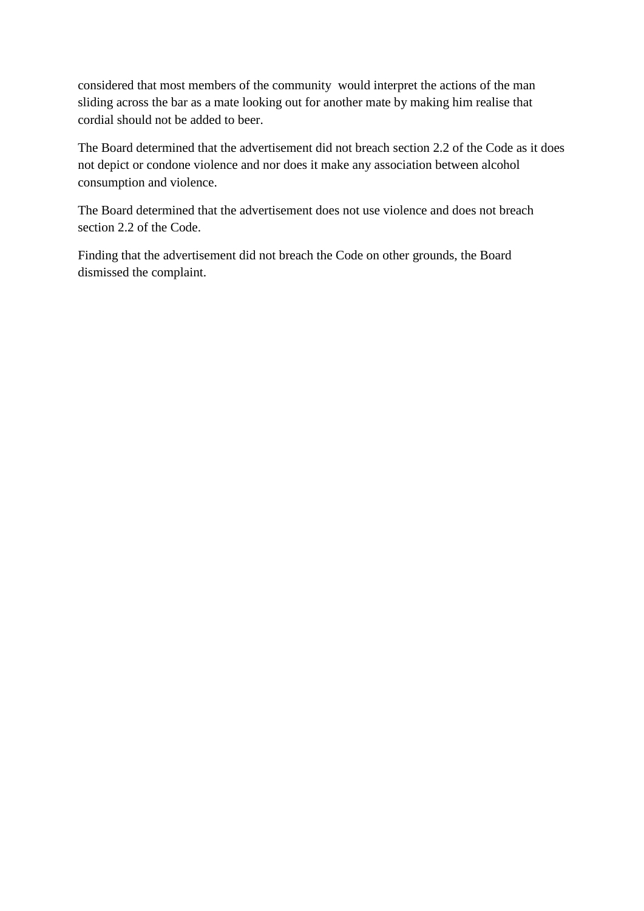considered that most members of the community would interpret the actions of the man sliding across the bar as a mate looking out for another mate by making him realise that cordial should not be added to beer.

The Board determined that the advertisement did not breach section 2.2 of the Code as it does not depict or condone violence and nor does it make any association between alcohol consumption and violence.

The Board determined that the advertisement does not use violence and does not breach section 2.2 of the Code.

Finding that the advertisement did not breach the Code on other grounds, the Board dismissed the complaint.